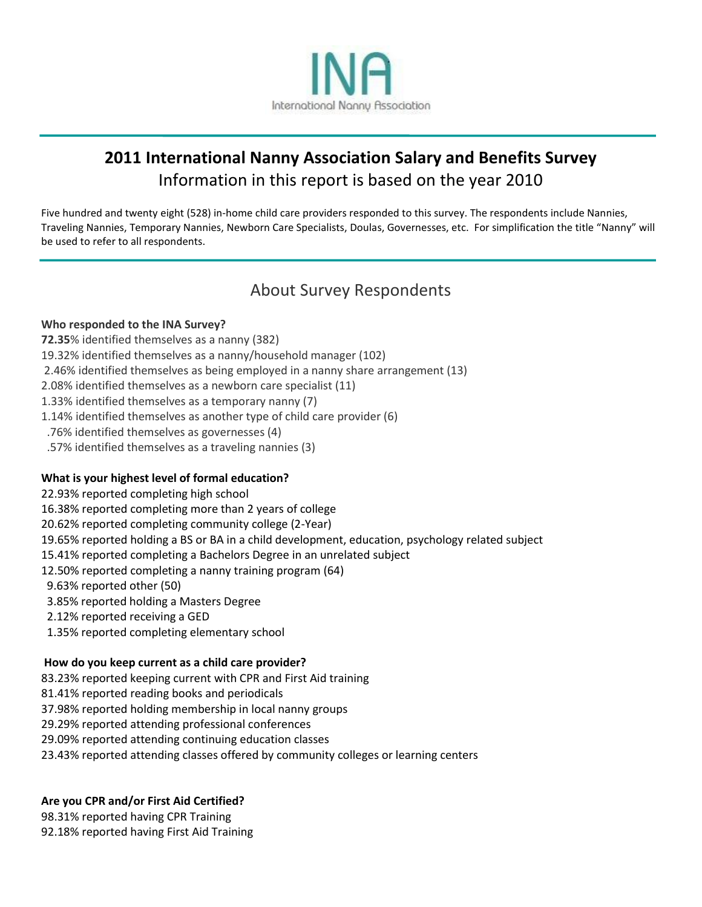INA

International Nanny Association

# 2011 International Nanny Association Salary and Benefits Survey

Information in this report is based on the year 2010

Five hundred and twenty eight (528) in-home child care providers responded to this survey. The respondents include Nannies, Traveling Nannies, Temporary Nannies, Newborn Care Specialists, Doulas, Governesses, etc. For simplification the title "Nanny" will be used to refer to all respondents.

## About Survey Respondents

**Who responded to the INA Survey?**

**72.35**% identified themselves as a nanny (382)
19.32% identified themselves as a nanny/household manager (102)
2.46% identified themselves as being employed in a nanny share arrangement (13)
2.08% identified themselves as a newborn care specialist (11)
1.33% identified themselves as a temporary nanny (7)
1.14% identified themselves as another type of child care provider (6)
.76% identified themselves as governesses (4)
.57% identified themselves as a traveling nannies (3)

**What is your highest level of formal education?**

22.93% reported completing high school
16.38% reported completing more than 2 years of college
20.62% reported completing community college (2-Year)
19.65% reported holding a BS or BA in a child development, education, psychology related subject
15.41% reported completing a Bachelors Degree in an unrelated subject
12.50% reported completing a nanny training program (64)
9.63% reported other (50)
3.85% reported holding a Masters Degree
2.12% reported receiving a GED
1.35% reported completing elementary school

**How do you keep current as a child care provider?**

83.23% reported keeping current with CPR and First Aid training
81.41% reported reading books and periodicals
37.98% reported holding membership in local nanny groups
29.29% reported attending professional conferences
29.09% reported attending continuing education classes
23.43% reported attending classes offered by community colleges or learning centers

**Are you CPR and/or First Aid Certified?**

98.31% reported having CPR Training
92.18% reported having First Aid Training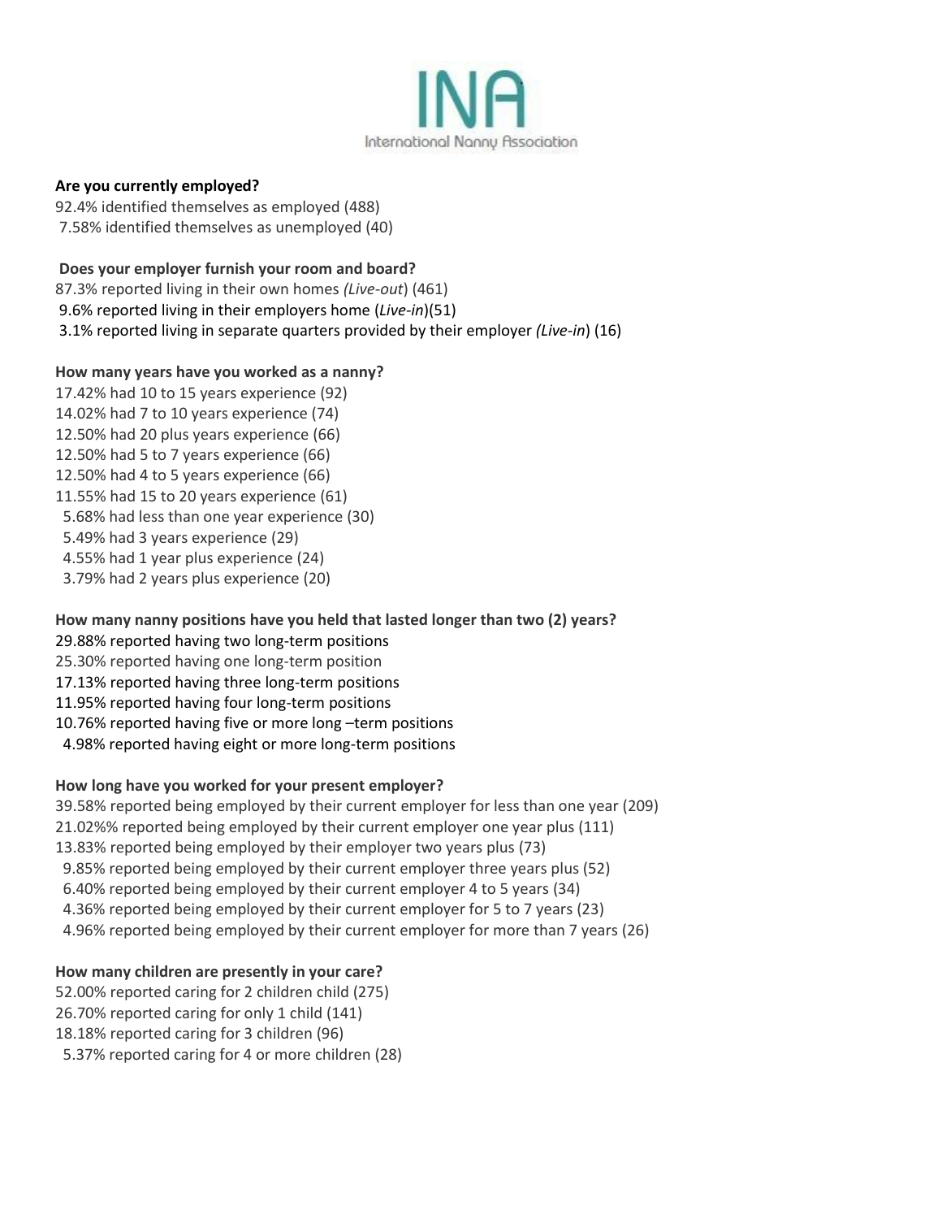**Are you currently employed?**

92.4% identified themselves as employed (488)
7.58% identified themselves as unemployed (40)

**Does your employer furnish your room and board?**

87.3% reported living in their own homes *(Live-out*) (461)
9.6% reported living in their employers home (*Live-in*)(51)
3.1% reported living in separate quarters provided by their employer *(Live-in*) (16)

**How many years have you worked as a nanny?**

17.42% had 10 to 15 years experience (92)
14.02% had 7 to 10 years experience (74)
12.50% had 20 plus years experience (66)
12.50% had 5 to 7 years experience (66)
12.50% had 4 to 5 years experience (66)
11.55% had 15 to 20 years experience (61)
5.68% had less than one year experience (30)
5.49% had 3 years experience (29)
4.55% had 1 year plus experience (24)
3.79% had 2 years plus experience (20)

**How many nanny positions have you held that lasted longer than two (2) years?**

29.88% reported having two long-term positions
25.30% reported having one long-term position
17.13% reported having three long-term positions
11.95% reported having four long-term positions
10.76% reported having five or more long –term positions
4.98% reported having eight or more long-term positions

**How long have you worked for your present employer?**

39.58% reported being employed by their current employer for less than one year (209)
21.02%% reported being employed by their current employer one year plus (111)
13.83% reported being employed by their employer two years plus (73)
9.85% reported being employed by their current employer three years plus (52)
6.40% reported being employed by their current employer 4 to 5 years (34)
4.36% reported being employed by their current employer for 5 to 7 years (23)
4.96% reported being employed by their current employer for more than 7 years (26)

**How many children are presently in your care?**

52.00% reported caring for 2 children child (275)
26.70% reported caring for only 1 child (141)
18.18% reported caring for 3 children (96)
5.37% reported caring for 4 or more children (28)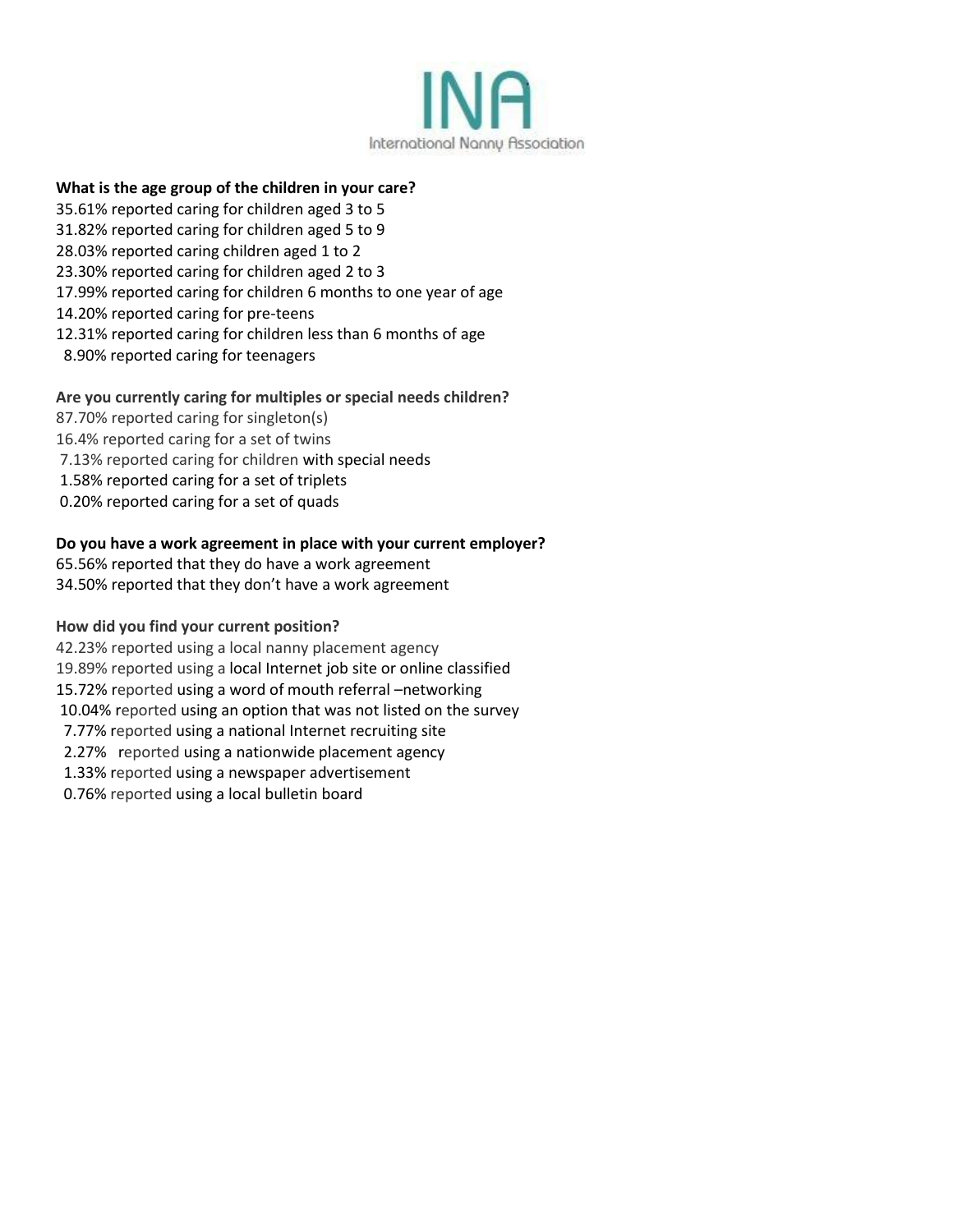**What is the age group of the children in your care?**

35.61% reported caring for children aged 3 to 5
31.82% reported caring for children aged 5 to 9
28.03% reported caring children aged 1 to 2
23.30% reported caring for children aged 2 to 3
17.99% reported caring for children 6 months to one year of age
14.20% reported caring for pre-teens
12.31% reported caring for children less than 6 months of age
8.90% reported caring for teenagers

**Are you currently caring for multiples or special needs children?**

87.70% reported caring for singleton(s)
16.4% reported caring for a set of twins
7.13% reported caring for children with special needs
1.58% reported caring for a set of triplets
0.20% reported caring for a set of quads

**Do you have a work agreement in place with your current employer?**

65.56% reported that they do have a work agreement
34.50% reported that they don't have a work agreement

**How did you find your current position?**

42.23% reported using a local nanny placement agency
19.89% reported using a local Internet job site or online classified
15.72% reported using a word of mouth referral –networking
10.04% reported using an option that was not listed on the survey
7.77% reported using a national Internet recruiting site
2.27% reported using a nationwide placement agency
1.33% reported using a newspaper advertisement
0.76% reported using a local bulletin board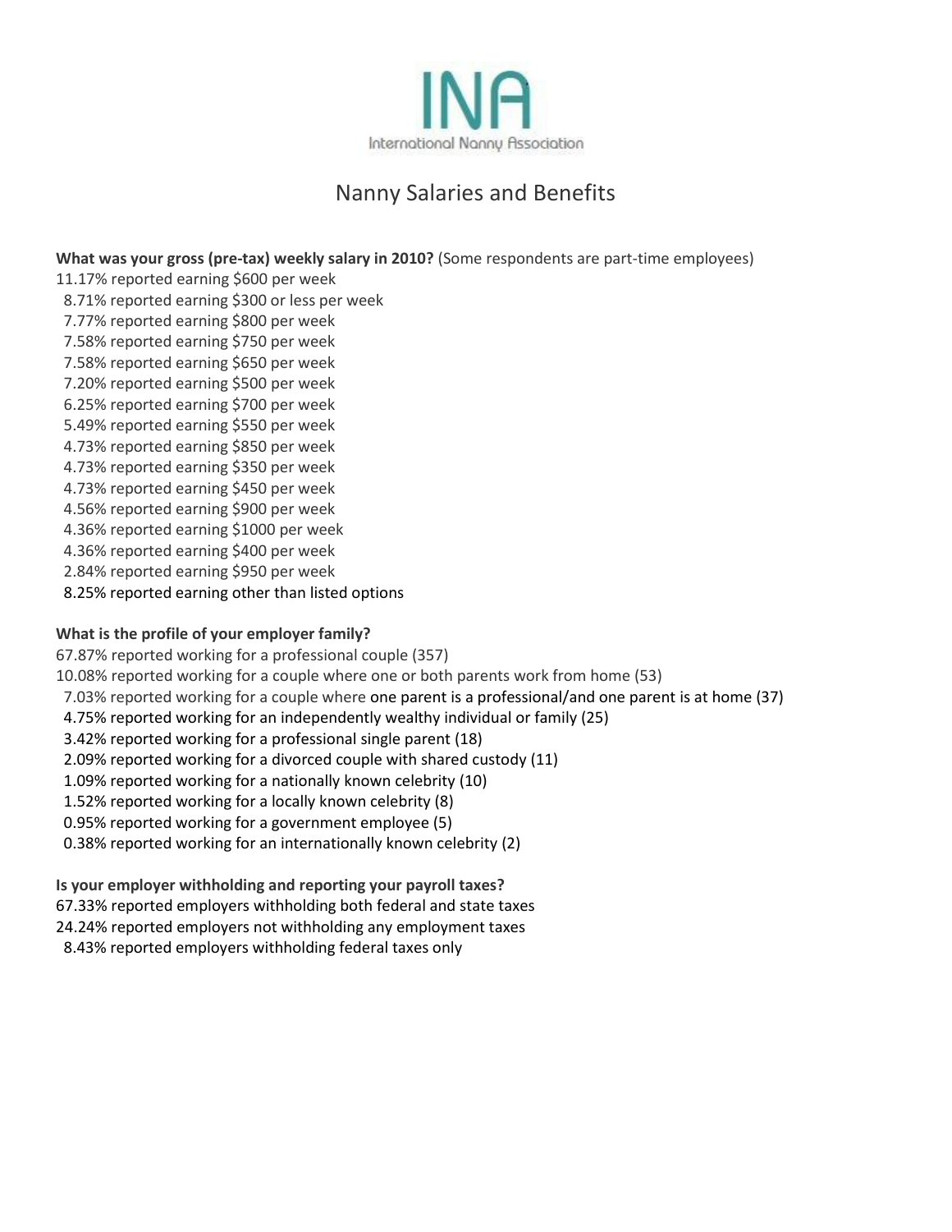INA

International Nanny Association

# Nanny Salaries and Benefits

**What was your gross (pre-tax) weekly salary in 2010?** (Some respondents are part-time employees)

11.17% reported earning $600 per week
8.71% reported earning $300 or less per week
7.77% reported earning $800 per week
7.58% reported earning $750 per week
7.58% reported earning $650 per week
7.20% reported earning $500 per week
6.25% reported earning $700 per week
5.49% reported earning $550 per week
4.73% reported earning $850 per week
4.73% reported earning $350 per week
4.73% reported earning $450 per week
4.56% reported earning $900 per week
4.36% reported earning $1000 per week
4.36% reported earning $400 per week
2.84% reported earning $950 per week
8.25% reported earning other than listed options

**What is the profile of your employer family?**

67.87% reported working for a professional couple (357)
10.08% reported working for a couple where one or both parents work from home (53)
7.03% reported working for a couple where one parent is a professional/and one parent is at home (37)
4.75% reported working for an independently wealthy individual or family (25)
3.42% reported working for a professional single parent (18)
2.09% reported working for a divorced couple with shared custody (11)
1.09% reported working for a nationally known celebrity (10)
1.52% reported working for a locally known celebrity (8)
0.95% reported working for a government employee (5)
0.38% reported working for an internationally known celebrity (2)

**Is your employer withholding and reporting your payroll taxes?**

67.33% reported employers withholding both federal and state taxes
24.24% reported employers not withholding any employment taxes
8.43% reported employers withholding federal taxes only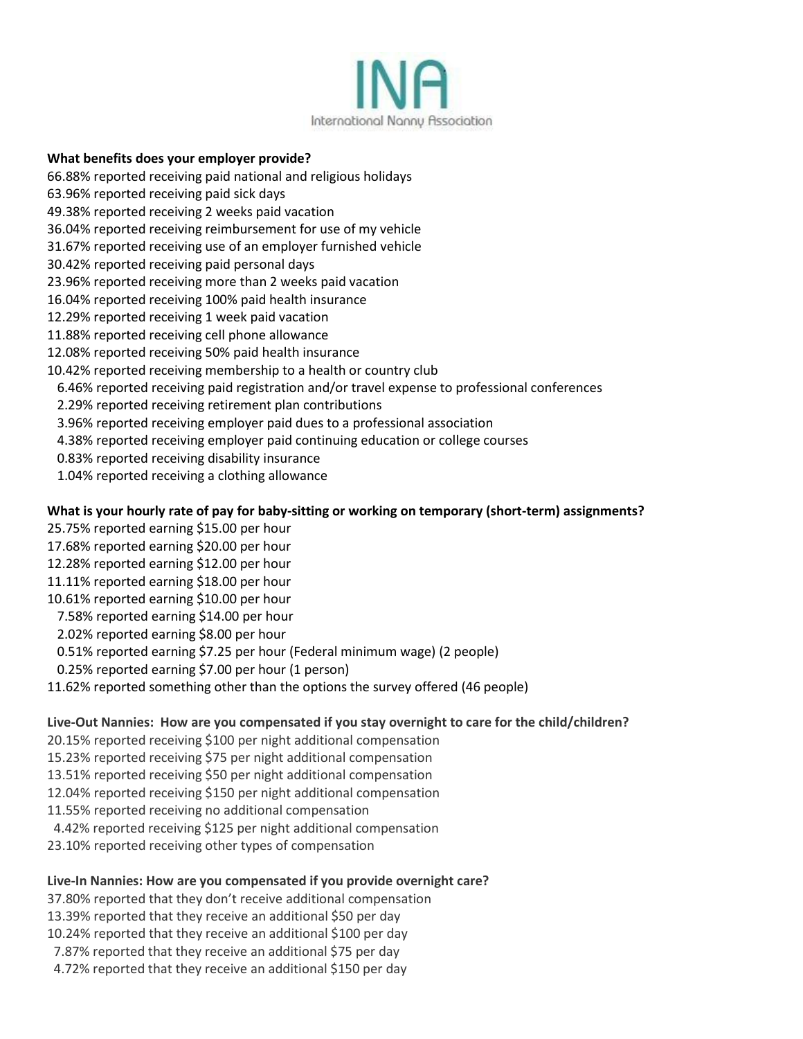**What benefits does your employer provide?**

66.88% reported receiving paid national and religious holidays
63.96% reported receiving paid sick days
49.38% reported receiving 2 weeks paid vacation
36.04% reported receiving reimbursement for use of my vehicle
31.67% reported receiving use of an employer furnished vehicle
30.42% reported receiving paid personal days
23.96% reported receiving more than 2 weeks paid vacation
16.04% reported receiving 100% paid health insurance
12.29% reported receiving 1 week paid vacation
11.88% reported receiving cell phone allowance
12.08% reported receiving 50% paid health insurance
10.42% reported receiving membership to a health or country club
6.46% reported receiving paid registration and/or travel expense to professional conferences
2.29% reported receiving retirement plan contributions
3.96% reported receiving employer paid dues to a professional association
4.38% reported receiving employer paid continuing education or college courses
0.83% reported receiving disability insurance
1.04% reported receiving a clothing allowance

**What is your hourly rate of pay for baby-sitting or working on temporary (short-term) assignments?**

25.75% reported earning $15.00 per hour
17.68% reported earning $20.00 per hour
12.28% reported earning $12.00 per hour
11.11% reported earning $18.00 per hour
10.61% reported earning $10.00 per hour
7.58% reported earning $14.00 per hour
2.02% reported earning $8.00 per hour
0.51% reported earning $7.25 per hour (Federal minimum wage) (2 people)
0.25% reported earning $7.00 per hour (1 person)
11.62% reported something other than the options the survey offered (46 people)

**Live-Out Nannies: How are you compensated if you stay overnight to care for the child/children?**

20.15% reported receiving $100 per night additional compensation
15.23% reported receiving $75 per night additional compensation
13.51% reported receiving $50 per night additional compensation
12.04% reported receiving $150 per night additional compensation
11.55% reported receiving no additional compensation
4.42% reported receiving $125 per night additional compensation
23.10% reported receiving other types of compensation

**Live-In Nannies: How are you compensated if you provide overnight care?**

37.80% reported that they don't receive additional compensation
13.39% reported that they receive an additional $50 per day
10.24% reported that they receive an additional $100 per day
7.87% reported that they receive an additional $75 per day
4.72% reported that they receive an additional $150 per day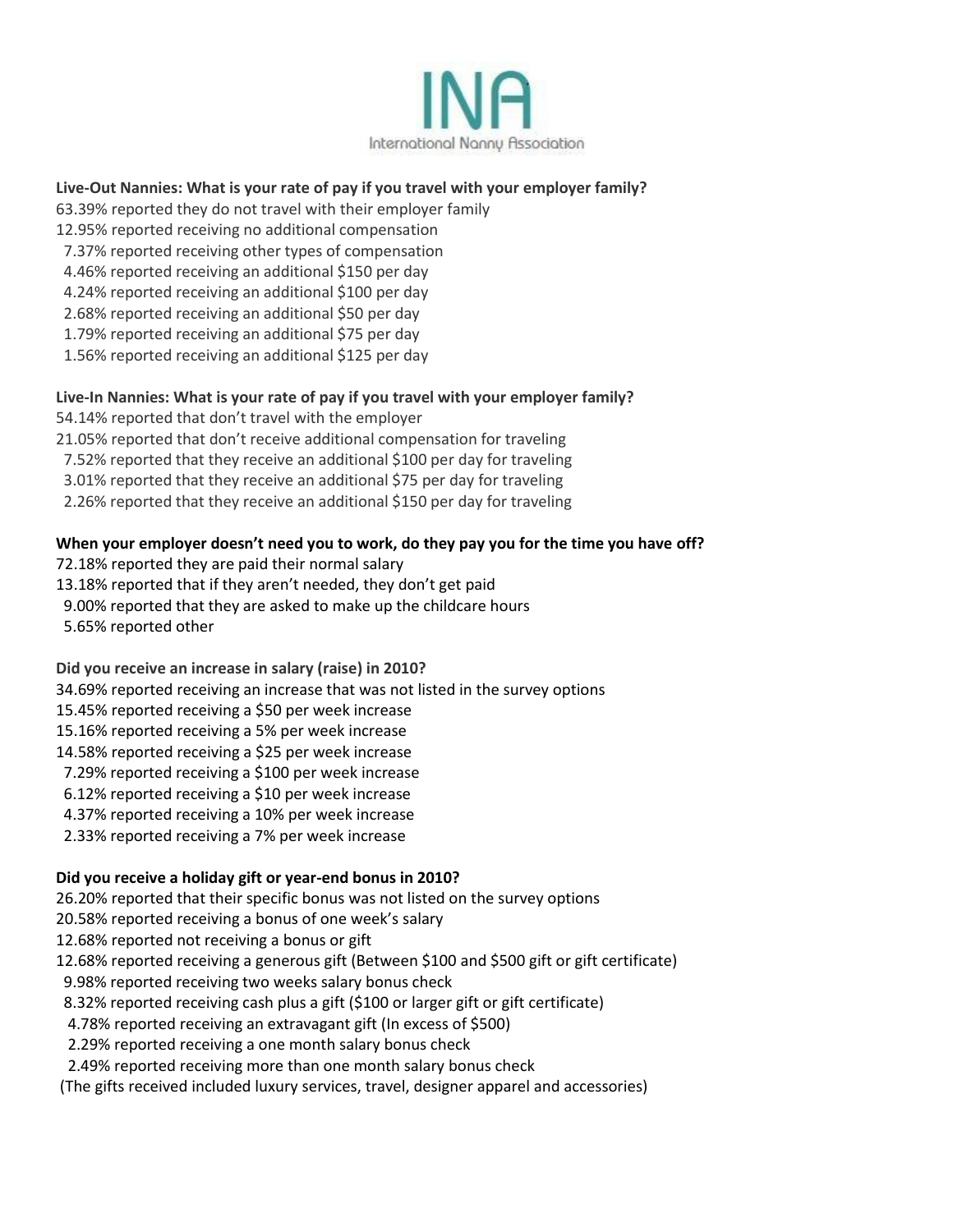**Live-Out Nannies: What is your rate of pay if you travel with your employer family?**

63.39% reported they do not travel with their employer family
12.95% reported receiving no additional compensation
7.37% reported receiving other types of compensation
4.46% reported receiving an additional $150 per day
4.24% reported receiving an additional $100 per day
2.68% reported receiving an additional $50 per day
1.79% reported receiving an additional $75 per day
1.56% reported receiving an additional $125 per day

**Live-In Nannies: What is your rate of pay if you travel with your employer family?**

54.14% reported that don't travel with the employer
21.05% reported that don't receive additional compensation for traveling
7.52% reported that they receive an additional $100 per day for traveling
3.01% reported that they receive an additional $75 per day for traveling
2.26% reported that they receive an additional $150 per day for traveling

**When your employer doesn't need you to work, do they pay you for the time you have off?**

72.18% reported they are paid their normal salary
13.18% reported that if they aren't needed, they don't get paid
9.00% reported that they are asked to make up the childcare hours
5.65% reported other

**Did you receive an increase in salary (raise) in 2010?**

34.69% reported receiving an increase that was not listed in the survey options
15.45% reported receiving a $50 per week increase
15.16% reported receiving a 5% per week increase
14.58% reported receiving a $25 per week increase
7.29% reported receiving a $100 per week increase
6.12% reported receiving a $10 per week increase
4.37% reported receiving a 10% per week increase
2.33% reported receiving a 7% per week increase

**Did you receive a holiday gift or year-end bonus in 2010?**

26.20% reported that their specific bonus was not listed on the survey options
20.58% reported receiving a bonus of one week's salary
12.68% reported not receiving a bonus or gift
12.68% reported receiving a generous gift (Between $100 and $500 gift or gift certificate)
9.98% reported receiving two weeks salary bonus check
8.32% reported receiving cash plus a gift ($100 or larger gift or gift certificate)
4.78% reported receiving an extravagant gift (In excess of $500)
2.29% reported receiving a one month salary bonus check
2.49% reported receiving more than one month salary bonus check
(The gifts received included luxury services, travel, designer apparel and accessories)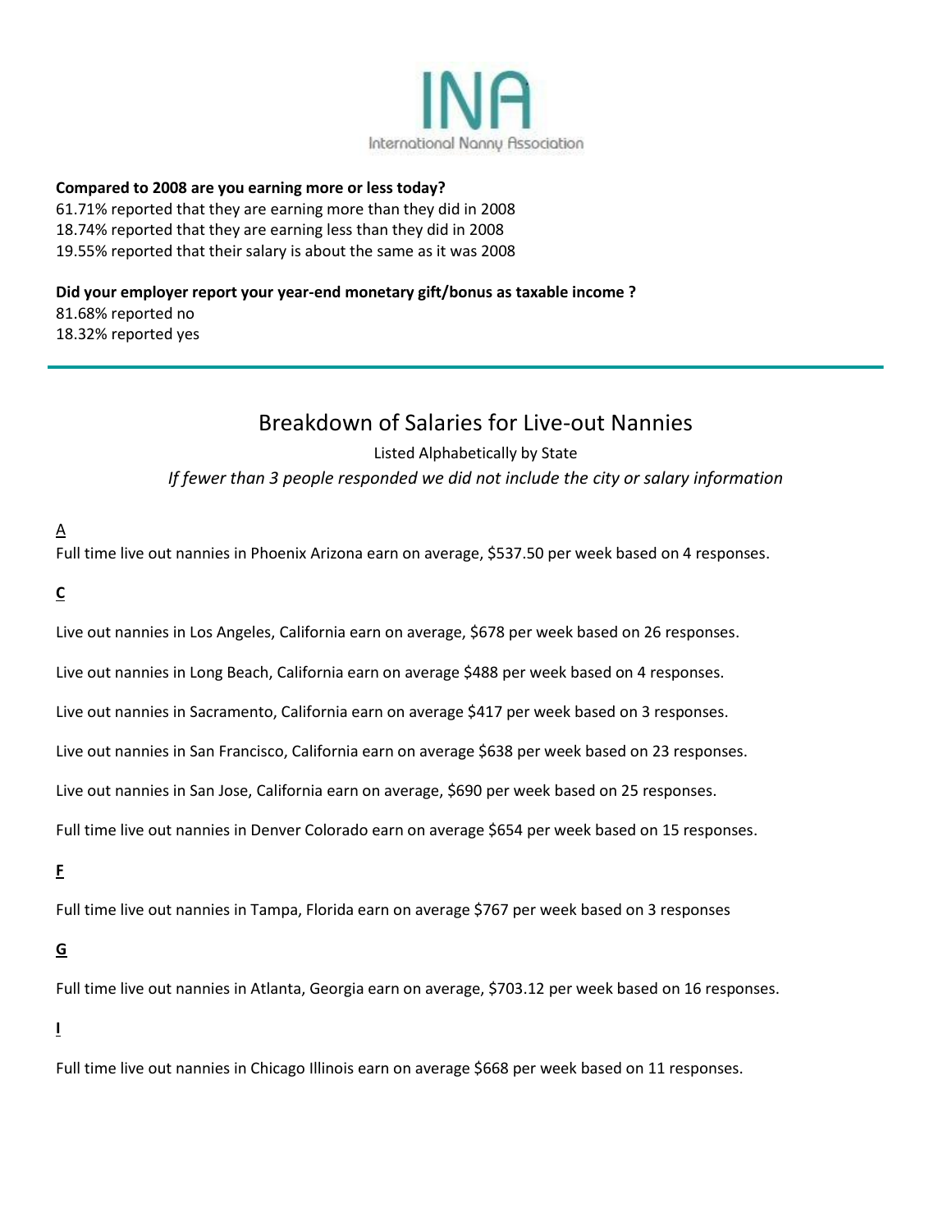**Compared to 2008 are you earning more or less today?**
61.71% reported that they are earning more than they did in 2008
18.74% reported that they are earning less than they did in 2008
19.55% reported that their salary is about the same as it was 2008

**Did your employer report your year-end monetary gift/bonus as taxable income ?**
81.68% reported no
18.32% reported yes

---

## Breakdown of Salaries for Live-out Nannies

Listed Alphabetically by State

*If fewer than 3 people responded we did not include the city or salary information*

**A**

Full time live out nannies in Phoenix Arizona earn on average, $537.50 per week based on 4 responses.

**C**

Live out nannies in Los Angeles, California earn on average, $678 per week based on 26 responses.

Live out nannies in Long Beach, California earn on average $488 per week based on 4 responses.

Live out nannies in Sacramento, California earn on average $417 per week based on 3 responses.

Live out nannies in San Francisco, California earn on average $638 per week based on 23 responses.

Live out nannies in San Jose, California earn on average, $690 per week based on 25 responses.

Full time live out nannies in Denver Colorado earn on average $654 per week based on 15 responses.

**F**

Full time live out nannies in Tampa, Florida earn on average $767 per week based on 3 responses

**G**

Full time live out nannies in Atlanta, Georgia earn on average, $703.12 per week based on 16 responses.

**I**

Full time live out nannies in Chicago Illinois earn on average $668 per week based on 11 responses.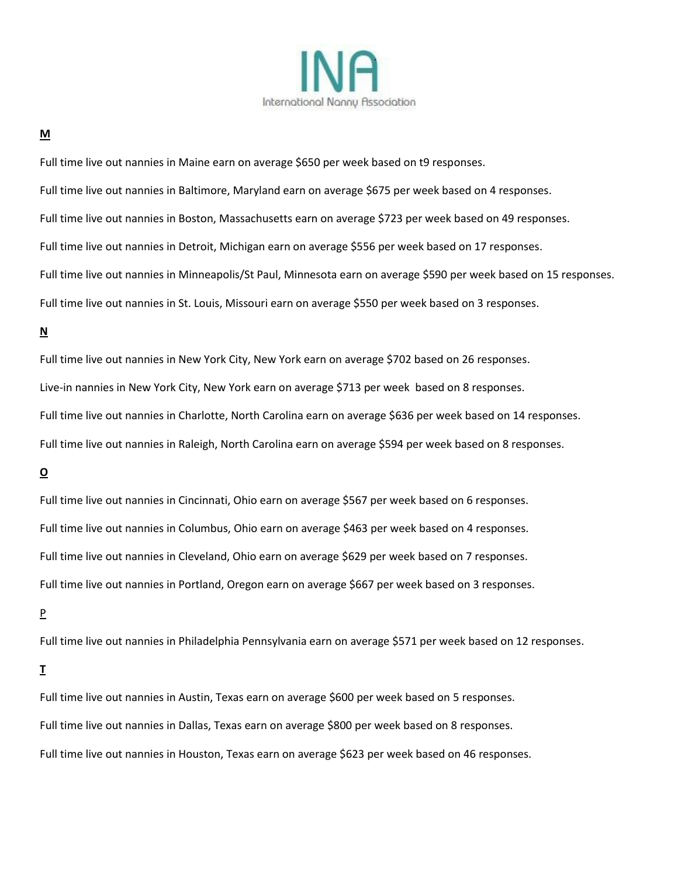INA
International Nanny Association

**M**

Full time live out nannies in Maine earn on average $650 per week based on t9 responses.

Full time live out nannies in Baltimore, Maryland earn on average $675 per week based on 4 responses.

Full time live out nannies in Boston, Massachusetts earn on average $723 per week based on 49 responses.

Full time live out nannies in Detroit, Michigan earn on average $556 per week based on 17 responses.

Full time live out nannies in Minneapolis/St Paul, Minnesota earn on average $590 per week based on 15 responses.

Full time live out nannies in St. Louis, Missouri earn on average $550 per week based on 3 responses.

**N**

Full time live out nannies in New York City, New York earn on average $702 based on 26 responses.

Live-in nannies in New York City, New York earn on average $713 per week based on 8 responses.

Full time live out nannies in Charlotte, North Carolina earn on average $636 per week based on 14 responses.

Full time live out nannies in Raleigh, North Carolina earn on average $594 per week based on 8 responses.

**O**

Full time live out nannies in Cincinnati, Ohio earn on average $567 per week based on 6 responses.

Full time live out nannies in Columbus, Ohio earn on average $463 per week based on 4 responses.

Full time live out nannies in Cleveland, Ohio earn on average $629 per week based on 7 responses.

Full time live out nannies in Portland, Oregon earn on average $667 per week based on 3 responses.

P

Full time live out nannies in Philadelphia Pennsylvania earn on average $571 per week based on 12 responses.

**T**

Full time live out nannies in Austin, Texas earn on average $600 per week based on 5 responses.

Full time live out nannies in Dallas, Texas earn on average $800 per week based on 8 responses.

Full time live out nannies in Houston, Texas earn on average $623 per week based on 46 responses.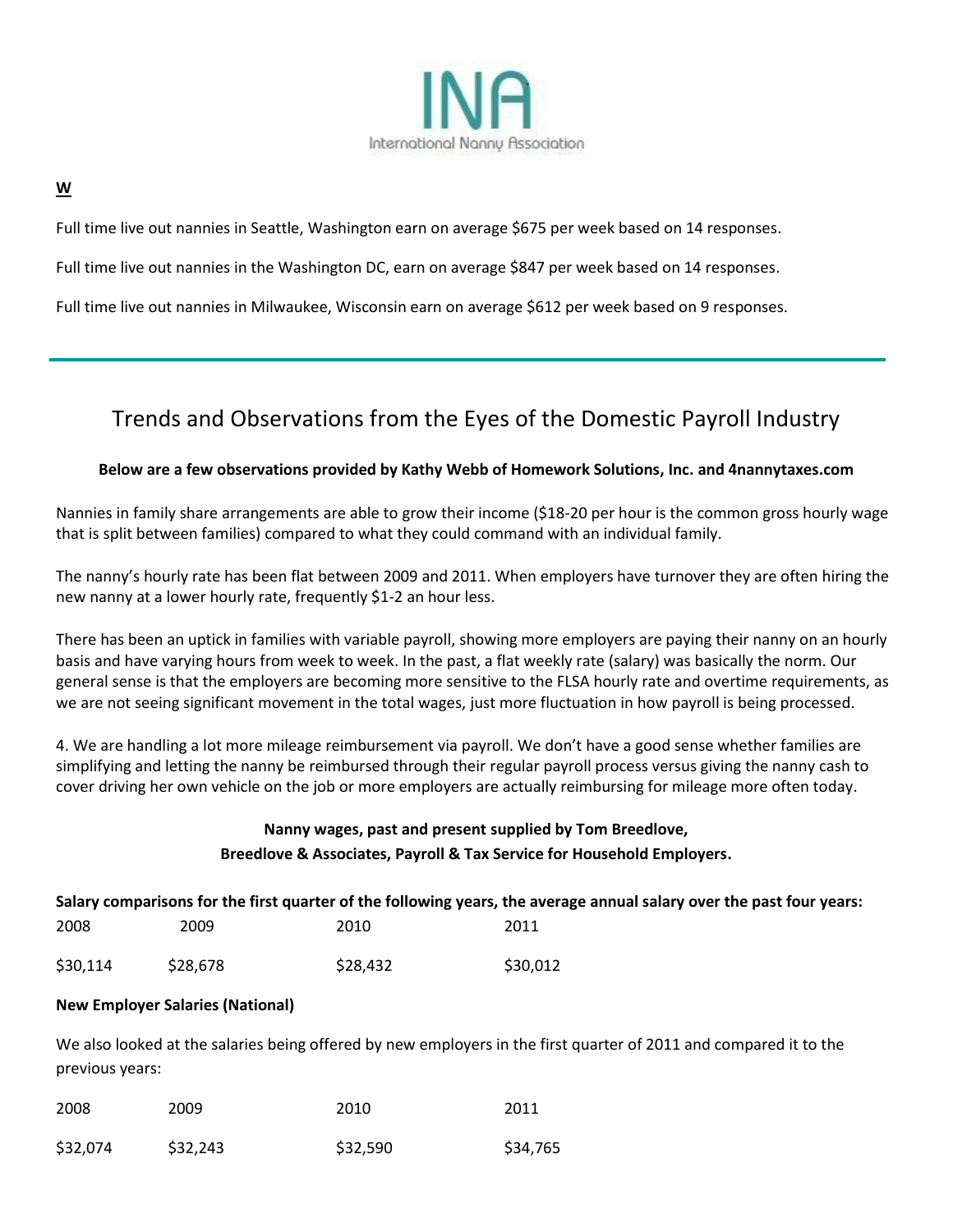**W**

Full time live out nannies in Seattle, Washington earn on average $675 per week based on 14 responses.

Full time live out nannies in the Washington DC, earn on average $847 per week based on 14 responses.

Full time live out nannies in Milwaukee, Wisconsin earn on average $612 per week based on 9 responses.

---

## Trends and Observations from the Eyes of the Domestic Payroll Industry

**Below are a few observations provided by Kathy Webb of Homework Solutions, Inc. and 4nannytaxes.com**

Nannies in family share arrangements are able to grow their income ($18-20 per hour is the common gross hourly wage that is split between families) compared to what they could command with an individual family.

The nanny's hourly rate has been flat between 2009 and 2011. When employers have turnover they are often hiring the new nanny at a lower hourly rate, frequently $1-2 an hour less.

There has been an uptick in families with variable payroll, showing more employers are paying their nanny on an hourly basis and have varying hours from week to week. In the past, a flat weekly rate (salary) was basically the norm. Our general sense is that the employers are becoming more sensitive to the FLSA hourly rate and overtime requirements, as we are not seeing significant movement in the total wages, just more fluctuation in how payroll is being processed.

4. We are handling a lot more mileage reimbursement via payroll. We don't have a good sense whether families are simplifying and letting the nanny be reimbursed through their regular payroll process versus giving the nanny cash to cover driving her own vehicle on the job or more employers are actually reimbursing for mileage more often today.

**Nanny wages, past and present supplied by Tom Breedlove,**
**Breedlove & Associates, Payroll & Tax Service for Household Employers.**

**Salary comparisons for the first quarter of the following years, the average annual salary over the past four years:**

| 2008 | 2009 | 2010 | 2011 |
|---|---|---|---|
| $30,114 | $28,678 | $28,432 | $30,012 |

**New Employer Salaries (National)**

We also looked at the salaries being offered by new employers in the first quarter of 2011 and compared it to the previous years:

| 2008 | 2009 | 2010 | 2011 |
|---|---|---|---|
| $32,074 | $32,243 | $32,590 | $34,765 |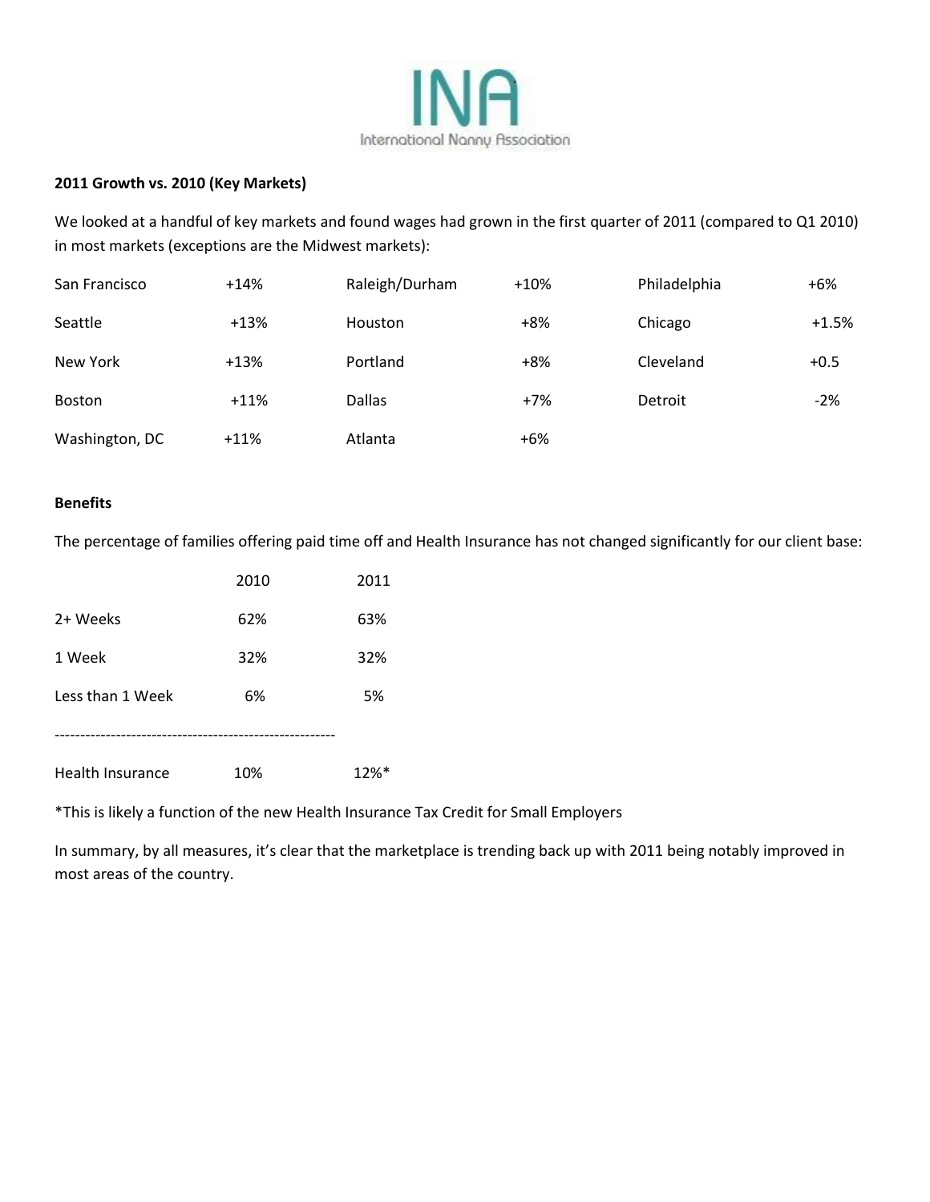INA

International Nanny Association

**2011 Growth vs. 2010 (Key Markets)**

We looked at a handful of key markets and found wages had grown in the first quarter of 2011 (compared to Q1 2010) in most markets (exceptions are the Midwest markets):

| | | | | | |
|---|---|---|---|---|---|
| San Francisco | +14% | Raleigh/Durham | +10% | Philadelphia | +6% |
| Seattle | +13% | Houston | +8% | Chicago | +1.5% |
| New York | +13% | Portland | +8% | Cleveland | +0.5 |
| Boston | +11% | Dallas | +7% | Detroit | -2% |
| Washington, DC | +11% | Atlanta | +6% | | |

**Benefits**

The percentage of families offering paid time off and Health Insurance has not changed significantly for our client base:

| | 2010 | 2011 |
|---|---|---|
| 2+ Weeks | 62% | 63% |
| 1 Week | 32% | 32% |
| Less than 1 Week | 6% | 5% |
| Health Insurance | 10% | 12%* |

*This is likely a function of the new Health Insurance Tax Credit for Small Employers

In summary, by all measures, it's clear that the marketplace is trending back up with 2011 being notably improved in most areas of the country.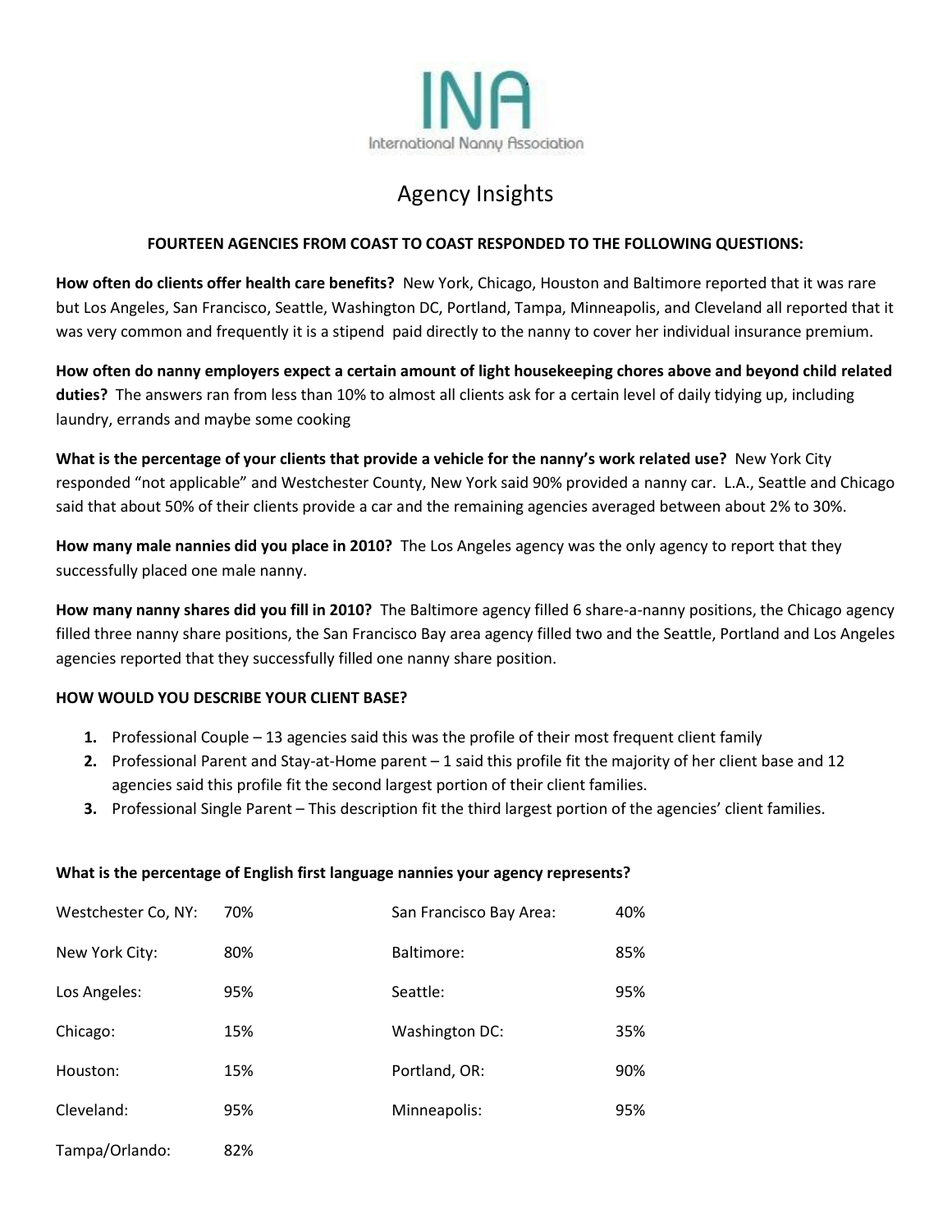INA

International Nanny Association

# Agency Insights

**FOURTEEN AGENCIES FROM COAST TO COAST RESPONDED TO THE FOLLOWING QUESTIONS:**

**How often do clients offer health care benefits?** New York, Chicago, Houston and Baltimore reported that it was rare but Los Angeles, San Francisco, Seattle, Washington DC, Portland, Tampa, Minneapolis, and Cleveland all reported that it was very common and frequently it is a stipend paid directly to the nanny to cover her individual insurance premium.

**How often do nanny employers expect a certain amount of light housekeeping chores above and beyond child related duties?** The answers ran from less than 10% to almost all clients ask for a certain level of daily tidying up, including laundry, errands and maybe some cooking

**What is the percentage of your clients that provide a vehicle for the nanny's work related use?** New York City responded "not applicable" and Westchester County, New York said 90% provided a nanny car. L.A., Seattle and Chicago said that about 50% of their clients provide a car and the remaining agencies averaged between about 2% to 30%.

**How many male nannies did you place in 2010?** The Los Angeles agency was the only agency to report that they successfully placed one male nanny.

**How many nanny shares did you fill in 2010?** The Baltimore agency filled 6 share-a-nanny positions, the Chicago agency filled three nanny share positions, the San Francisco Bay area agency filled two and the Seattle, Portland and Los Angeles agencies reported that they successfully filled one nanny share position.

**HOW WOULD YOU DESCRIBE YOUR CLIENT BASE?**

1. Professional Couple – 13 agencies said this was the profile of their most frequent client family
2. Professional Parent and Stay-at-Home parent – 1 said this profile fit the majority of her client base and 12 agencies said this profile fit the second largest portion of their client families.
3. Professional Single Parent – This description fit the third largest portion of the agencies' client families.

**What is the percentage of English first language nannies your agency represents?**

| | | | |
|---|---|---|---|
| Westchester Co, NY: | 70% | San Francisco Bay Area: | 40% |
| New York City: | 80% | Baltimore: | 85% |
| Los Angeles: | 95% | Seattle: | 95% |
| Chicago: | 15% | Washington DC: | 35% |
| Houston: | 15% | Portland, OR: | 90% |
| Cleveland: | 95% | Minneapolis: | 95% |
| Tampa/Orlando: | 82% | | |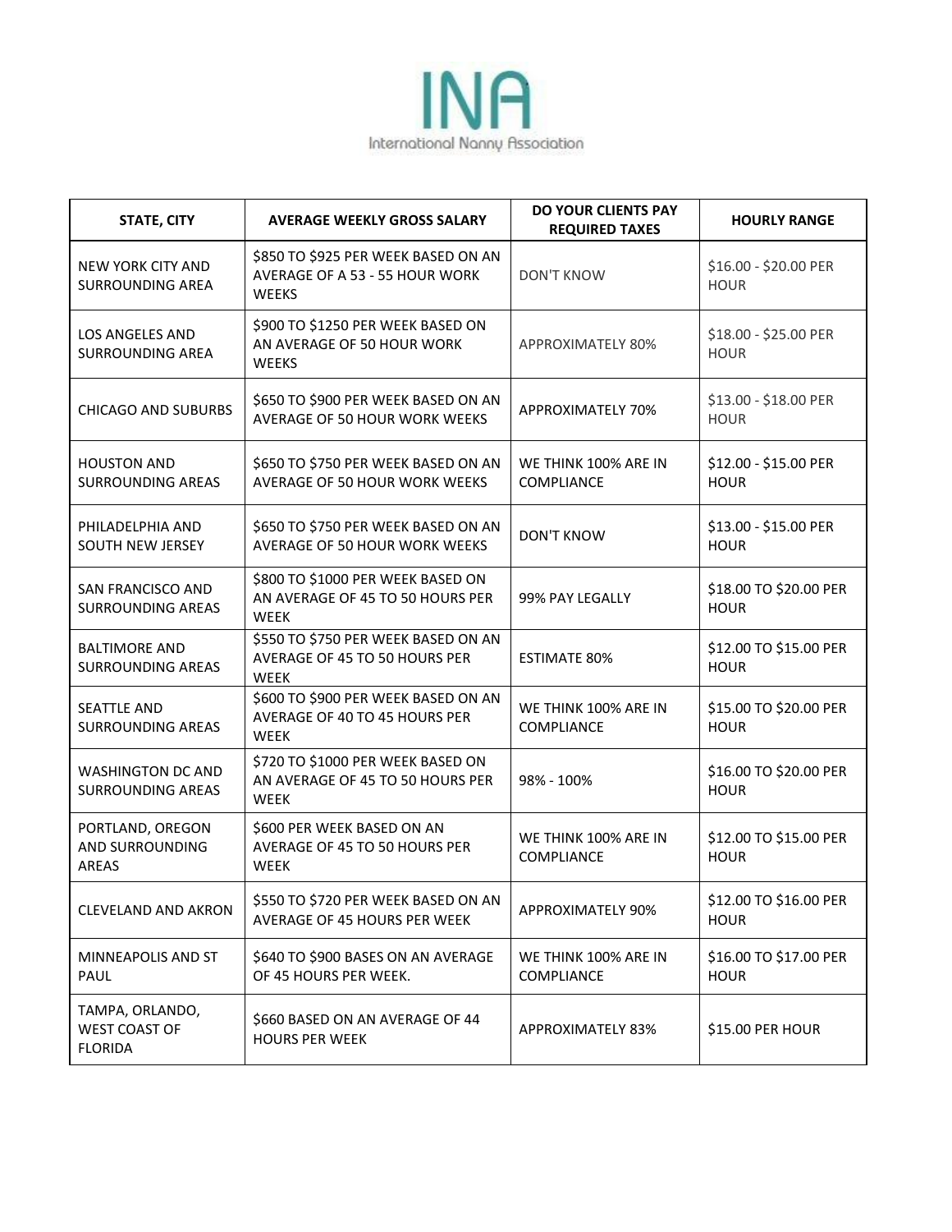INA

International Nanny Association

| STATE, CITY | AVERAGE WEEKLY GROSS SALARY | DO YOUR CLIENTS PAY REQUIRED TAXES | HOURLY RANGE |
|---|---|---|---|
| NEW YORK CITY AND SURROUNDING AREA | $850 TO $925 PER WEEK BASED ON AN AVERAGE OF A 53 - 55 HOUR WORK WEEKS | DON'T KNOW | $16.00 - $20.00 PER HOUR |
| LOS ANGELES AND SURROUNDING AREA | $900 TO $1250 PER WEEK BASED ON AN AVERAGE OF 50 HOUR WORK WEEKS | APPROXIMATELY 80% | $18.00 - $25.00 PER HOUR |
| CHICAGO AND SUBURBS | $650 TO $900 PER WEEK BASED ON AN AVERAGE OF 50 HOUR WORK WEEKS | APPROXIMATELY 70% | $13.00 - $18.00 PER HOUR |
| HOUSTON AND SURROUNDING AREAS | $650 TO $750 PER WEEK BASED ON AN AVERAGE OF 50 HOUR WORK WEEKS | WE THINK 100% ARE IN COMPLIANCE | $12.00 - $15.00 PER HOUR |
| PHILADELPHIA AND SOUTH NEW JERSEY | $650 TO $750 PER WEEK BASED ON AN AVERAGE OF 50 HOUR WORK WEEKS | DON'T KNOW | $13.00 - $15.00 PER HOUR |
| SAN FRANCISCO AND SURROUNDING AREAS | $800 TO $1000 PER WEEK BASED ON AN AVERAGE OF 45 TO 50 HOURS PER WEEK | 99% PAY LEGALLY | $18.00 TO $20.00 PER HOUR |
| BALTIMORE AND SURROUNDING AREAS | $550 TO $750 PER WEEK BASED ON AN AVERAGE OF 45 TO 50 HOURS PER WEEK | ESTIMATE 80% | $12.00 TO $15.00 PER HOUR |
| SEATTLE AND SURROUNDING AREAS | $600 TO $900 PER WEEK BASED ON AN AVERAGE OF 40 TO 45 HOURS PER WEEK | WE THINK 100% ARE IN COMPLIANCE | $15.00 TO $20.00 PER HOUR |
| WASHINGTON DC AND SURROUNDING AREAS | $720 TO $1000 PER WEEK BASED ON AN AVERAGE OF 45 TO 50 HOURS PER WEEK | 98% - 100% | $16.00 TO $20.00 PER HOUR |
| PORTLAND, OREGON AND SURROUNDING AREAS | $600 PER WEEK BASED ON AN AVERAGE OF 45 TO 50 HOURS PER WEEK | WE THINK 100% ARE IN COMPLIANCE | $12.00 TO $15.00 PER HOUR |
| CLEVELAND AND AKRON | $550 TO $720 PER WEEK BASED ON AN AVERAGE OF 45 HOURS PER WEEK | APPROXIMATELY 90% | $12.00 TO $16.00 PER HOUR |
| MINNEAPOLIS AND ST PAUL | $640 TO $900 BASES ON AN AVERAGE OF 45 HOURS PER WEEK. | WE THINK 100% ARE IN COMPLIANCE | $16.00 TO $17.00 PER HOUR |
| TAMPA, ORLANDO, WEST COAST OF FLORIDA | $660 BASED ON AN AVERAGE OF 44 HOURS PER WEEK | APPROXIMATELY 83% | $15.00 PER HOUR |